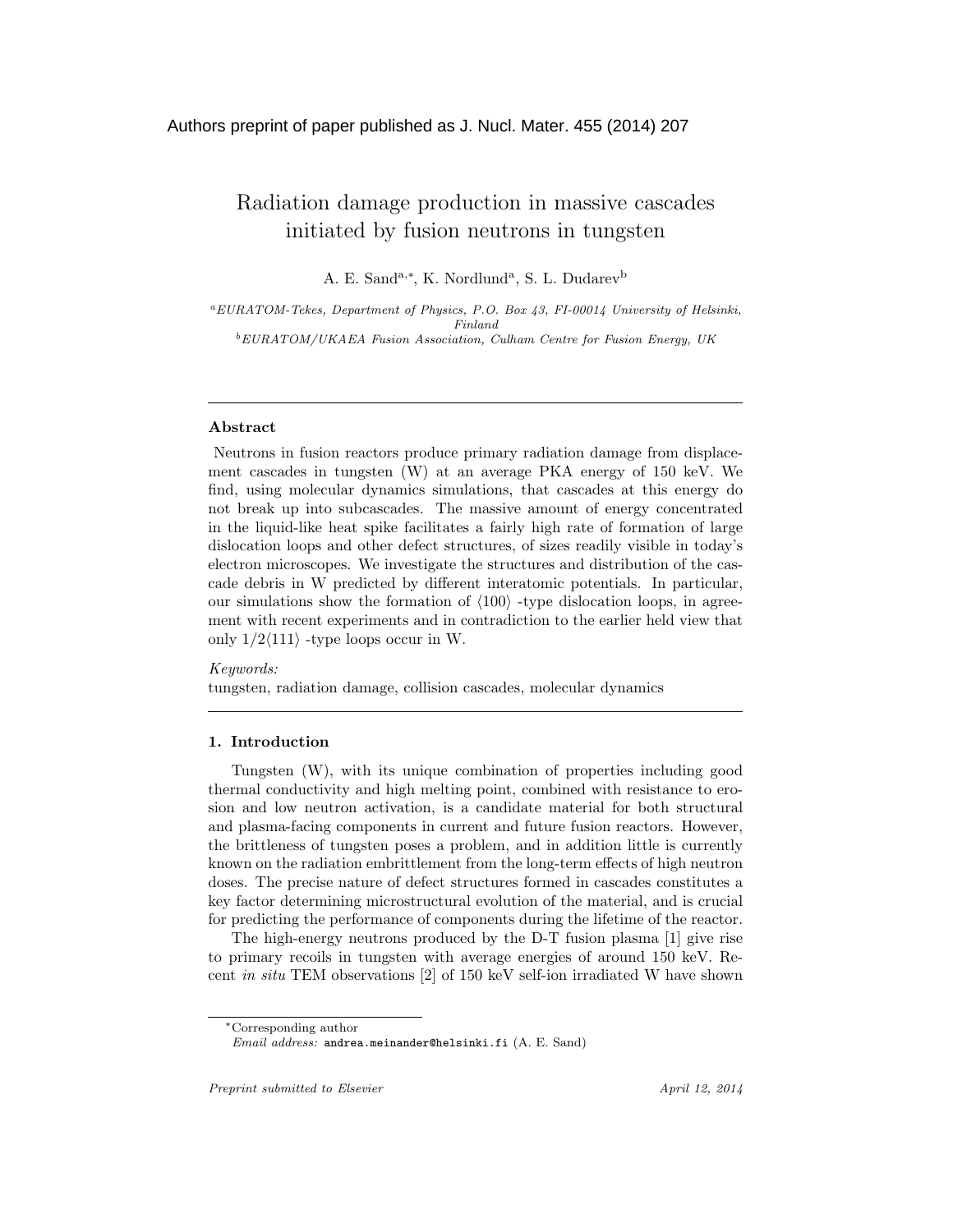Authors preprint of paper published as J. Nucl. Mater. 455 (2014) 207

# Radiation damage production in massive cascades initiated by fusion neutrons in tungsten

A. E. Sand[a,*], K. Nordlund[a], S. L. Dudarev[b]

[a]*EURATOM-Tekes, Department of Physics, P.O. Box 43, FI-00014 University of Helsinki, Finland*

[b]*EURATOM/UKAEA Fusion Association, Culham Centre for Fusion Energy, UK*

---

### Abstract

Neutrons in fusion reactors produce primary radiation damage from displacement cascades in tungsten (W) at an average PKA energy of 150 keV. We find, using molecular dynamics simulations, that cascades at this energy do not break up into subcascades. The massive amount of energy concentrated in the liquid-like heat spike facilitates a fairly high rate of formation of large dislocation loops and other defect structures, of sizes readily visible in today's electron microscopes. We investigate the structures and distribution of the cascade debris in W predicted by different interatomic potentials. In particular, our simulations show the formation of $\langle 100 \rangle$ -type dislocation loops, in agreement with recent experiments and in contradiction to the earlier held view that only $1/2\langle 111 \rangle$ -type loops occur in W.

*Keywords:*
tungsten, radiation damage, collision cascades, molecular dynamics

---

### 1. Introduction

Tungsten (W), with its unique combination of properties including good thermal conductivity and high melting point, combined with resistance to erosion and low neutron activation, is a candidate material for both structural and plasma-facing components in current and future fusion reactors. However, the brittleness of tungsten poses a problem, and in addition little is currently known on the radiation embrittlement from the long-term effects of high neutron doses. The precise nature of defect structures formed in cascades constitutes a key factor determining microstructural evolution of the material, and is crucial for predicting the performance of components during the lifetime of the reactor.

The high-energy neutrons produced by the D-T fusion plasma [1] give rise to primary recoils in tungsten with average energies of around 150 keV. Recent *in situ* TEM observations [2] of 150 keV self-ion irradiated W have shown

---

*Corresponding author
*Email address:* andrea.meinander@helsinki.fi (A. E. Sand)

*Preprint submitted to Elsevier* *April 12, 2014*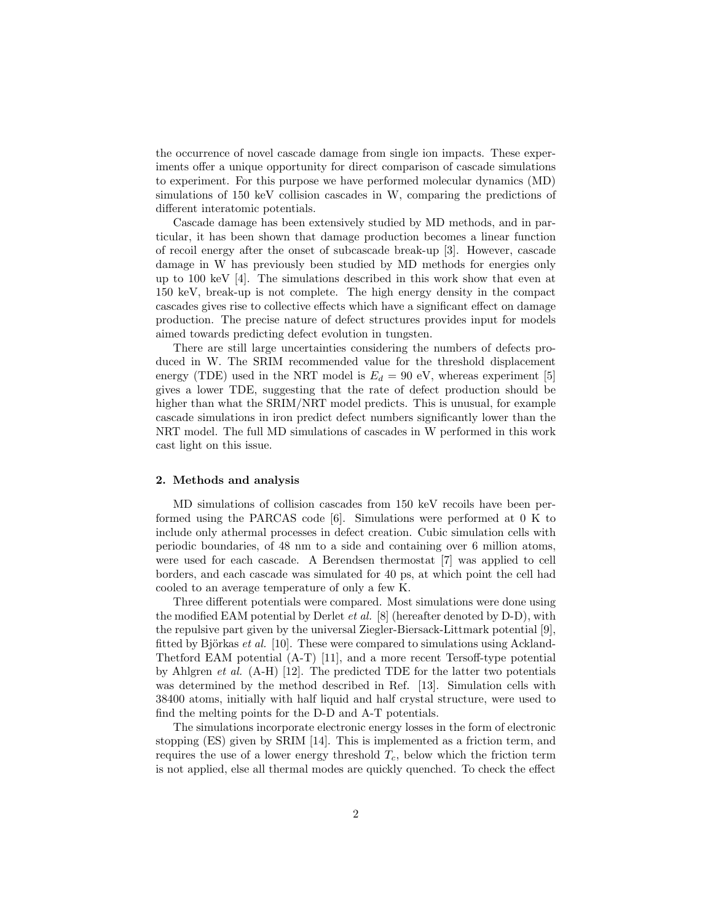the occurrence of novel cascade damage from single ion impacts. These experiments offer a unique opportunity for direct comparison of cascade simulations to experiment. For this purpose we have performed molecular dynamics (MD) simulations of 150 keV collision cascades in W, comparing the predictions of different interatomic potentials.

Cascade damage has been extensively studied by MD methods, and in particular, it has been shown that damage production becomes a linear function of recoil energy after the onset of subcascade break-up [3]. However, cascade damage in W has previously been studied by MD methods for energies only up to 100 keV [4]. The simulations described in this work show that even at 150 keV, break-up is not complete. The high energy density in the compact cascades gives rise to collective effects which have a significant effect on damage production. The precise nature of defect structures provides input for models aimed towards predicting defect evolution in tungsten.

There are still large uncertainties considering the numbers of defects produced in W. The SRIM recommended value for the threshold displacement energy (TDE) used in the NRT model is $E_d = 90$ eV, whereas experiment [5] gives a lower TDE, suggesting that the rate of defect production should be higher than what the SRIM/NRT model predicts. This is unusual, for example cascade simulations in iron predict defect numbers significantly lower than the NRT model. The full MD simulations of cascades in W performed in this work cast light on this issue.

## 2. Methods and analysis

MD simulations of collision cascades from 150 keV recoils have been performed using the PARCAS code [6]. Simulations were performed at 0 K to include only athermal processes in defect creation. Cubic simulation cells with periodic boundaries, of 48 nm to a side and containing over 6 million atoms, were used for each cascade. A Berendsen thermostat [7] was applied to cell borders, and each cascade was simulated for 40 ps, at which point the cell had cooled to an average temperature of only a few K.

Three different potentials were compared. Most simulations were done using the modified EAM potential by Derlet *et al.* [8] (hereafter denoted by D-D), with the repulsive part given by the universal Ziegler-Biersack-Littmark potential [9], fitted by Björkas *et al.* [10]. These were compared to simulations using Ackland-Thetford EAM potential (A-T) [11], and a more recent Tersoff-type potential by Ahlgren *et al.* (A-H) [12]. The predicted TDE for the latter two potentials was determined by the method described in Ref. [13]. Simulation cells with 38400 atoms, initially with half liquid and half crystal structure, were used to find the melting points for the D-D and A-T potentials.

The simulations incorporate electronic energy losses in the form of electronic stopping (ES) given by SRIM [14]. This is implemented as a friction term, and requires the use of a lower energy threshold $T_c$, below which the friction term is not applied, else all thermal modes are quickly quenched. To check the effect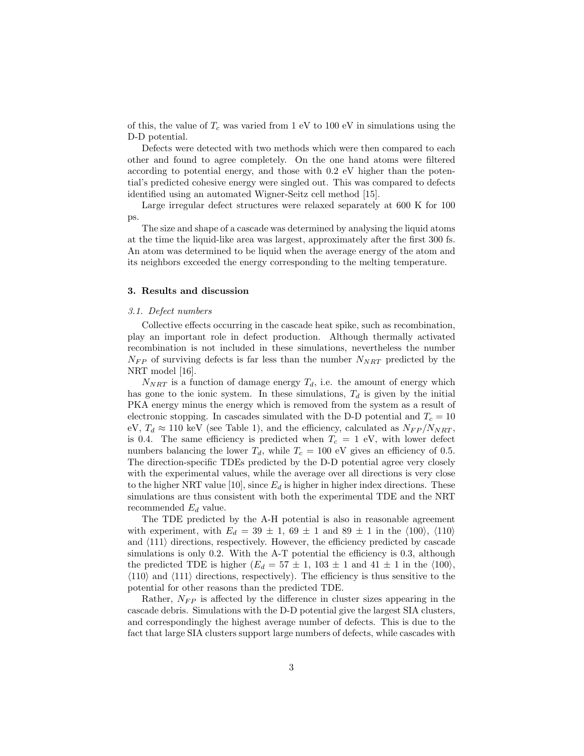of this, the value of $T_c$ was varied from 1 eV to 100 eV in simulations using the D-D potential.

Defects were detected with two methods which were then compared to each other and found to agree completely. On the one hand atoms were filtered according to potential energy, and those with 0.2 eV higher than the potential's predicted cohesive energy were singled out. This was compared to defects identified using an automated Wigner-Seitz cell method [15].

Large irregular defect structures were relaxed separately at 600 K for 100 ps.

The size and shape of a cascade was determined by analysing the liquid atoms at the time the liquid-like area was largest, approximately after the first 300 fs. An atom was determined to be liquid when the average energy of the atom and its neighbors exceeded the energy corresponding to the melting temperature.

## 3. Results and discussion

### *3.1. Defect numbers*

Collective effects occurring in the cascade heat spike, such as recombination, play an important role in defect production. Although thermally activated recombination is not included in these simulations, nevertheless the number $N_{FP}$ of surviving defects is far less than the number $N_{NRT}$ predicted by the NRT model [16].

$N_{NRT}$ is a function of damage energy $T_d$, i.e. the amount of energy which has gone to the ionic system. In these simulations, $T_d$ is given by the initial PKA energy minus the energy which is removed from the system as a result of electronic stopping. In cascades simulated with the D-D potential and $T_c = 10$ eV, $T_d \approx 110$ keV (see Table 1), and the efficiency, calculated as $N_{FP}/N_{NRT}$, is 0.4. The same efficiency is predicted when $T_c = 1$ eV, with lower defect numbers balancing the lower $T_d$, while $T_c = 100$ eV gives an efficiency of 0.5. The direction-specific TDEs predicted by the D-D potential agree very closely with the experimental values, while the average over all directions is very close to the higher NRT value [10], since $E_d$ is higher in higher index directions. These simulations are thus consistent with both the experimental TDE and the NRT recommended $E_d$ value.

The TDE predicted by the A-H potential is also in reasonable agreement with experiment, with $E_d = 39 \pm 1$, $69 \pm 1$ and $89 \pm 1$ in the $\langle 100 \rangle$, $\langle 110 \rangle$ and $\langle 111 \rangle$ directions, respectively. However, the efficiency predicted by cascade simulations is only 0.2. With the A-T potential the efficiency is 0.3, although the predicted TDE is higher ($E_d = 57 \pm 1$, $103 \pm 1$ and $41 \pm 1$ in the $\langle 100 \rangle$, $\langle 110 \rangle$ and $\langle 111 \rangle$ directions, respectively). The efficiency is thus sensitive to the potential for other reasons than the predicted TDE.

Rather, $N_{FP}$ is affected by the difference in cluster sizes appearing in the cascade debris. Simulations with the D-D potential give the largest SIA clusters, and correspondingly the highest average number of defects. This is due to the fact that large SIA clusters support large numbers of defects, while cascades with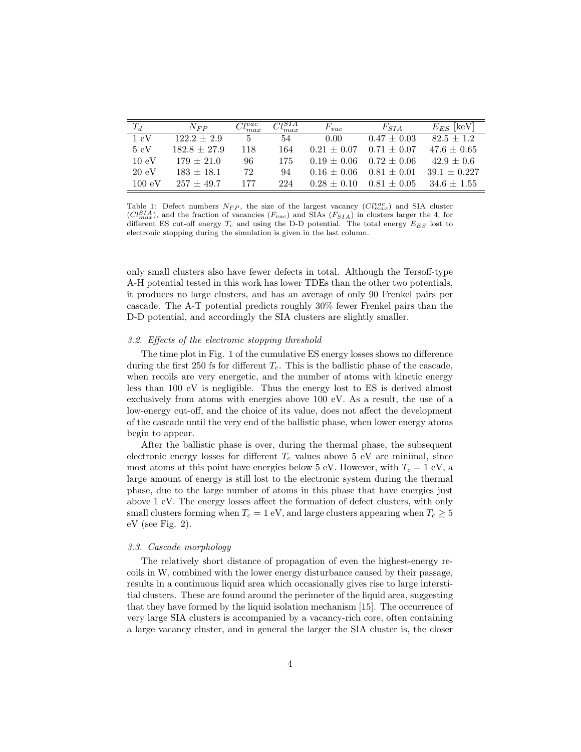| $T_d$ | $N_{FP}$ | $Cl^{vac}_{max}$ | $Cl^{SIA}_{max}$ | $F_{vac}$ | $F_{SIA}$ | $E_{ES}$ [keV] |
|---|---|---|---|---|---|---|
| 1 eV | 122.2 ± 2.9 | 5 | 54 | 0.00 | 0.47 ± 0.03 | 82.5 ± 1.2 |
| 5 eV | 182.8 ± 27.9 | 118 | 164 | 0.21 ± 0.07 | 0.71 ± 0.07 | 47.6 ± 0.65 |
| 10 eV | 179 ± 21.0 | 96 | 175 | 0.19 ± 0.06 | 0.72 ± 0.06 | 42.9 ± 0.6 |
| 20 eV | 183 ± 18.1 | 72 | 94 | 0.16 ± 0.06 | 0.81 ± 0.01 | 39.1 ± 0.227 |
| 100 eV | 257 ± 49.7 | 177 | 224 | 0.28 ± 0.10 | 0.81 ± 0.05 | 34.6 ± 1.55 |

Table 1: Defect numbers $N_{FP}$, the size of the largest vacancy ($Cl^{vac}_{max}$) and SIA cluster ($Cl^{SIA}_{max}$), and the fraction of vacancies ($F_{vac}$) and SIAs ($F_{SIA}$) in clusters larger the 4, for different ES cut-off energy $T_c$ and using the D-D potential. The total energy $E_{ES}$ lost to electronic stopping during the simulation is given in the last column.

only small clusters also have fewer defects in total. Although the Tersoff-type A-H potential tested in this work has lower TDEs than the other two potentials, it produces no large clusters, and has an average of only 90 Frenkel pairs per cascade. The A-T potential predicts roughly 30% fewer Frenkel pairs than the D-D potential, and accordingly the SIA clusters are slightly smaller.

### *3.2. Effects of the electronic stopping threshold*

The time plot in Fig. 1 of the cumulative ES energy losses shows no difference during the first 250 fs for different $T_c$. This is the ballistic phase of the cascade, when recoils are very energetic, and the number of atoms with kinetic energy less than 100 eV is negligible. Thus the energy lost to ES is derived almost exclusively from atoms with energies above 100 eV. As a result, the use of a low-energy cut-off, and the choice of its value, does not affect the development of the cascade until the very end of the ballistic phase, when lower energy atoms begin to appear.

After the ballistic phase is over, during the thermal phase, the subsequent electronic energy losses for different $T_c$ values above 5 eV are minimal, since most atoms at this point have energies below 5 eV. However, with $T_c = 1$ eV, a large amount of energy is still lost to the electronic system during the thermal phase, due to the large number of atoms in this phase that have energies just above 1 eV. The energy losses affect the formation of defect clusters, with only small clusters forming when $T_c = 1$ eV, and large clusters appearing when $T_c \geq 5$ eV (see Fig. 2).

### *3.3. Cascade morphology*

The relatively short distance of propagation of even the highest-energy recoils in W, combined with the lower energy disturbance caused by their passage, results in a continuous liquid area which occasionally gives rise to large interstitial clusters. These are found around the perimeter of the liquid area, suggesting that they have formed by the liquid isolation mechanism [15]. The occurrence of very large SIA clusters is accompanied by a vacancy-rich core, often containing a large vacancy cluster, and in general the larger the SIA cluster is, the closer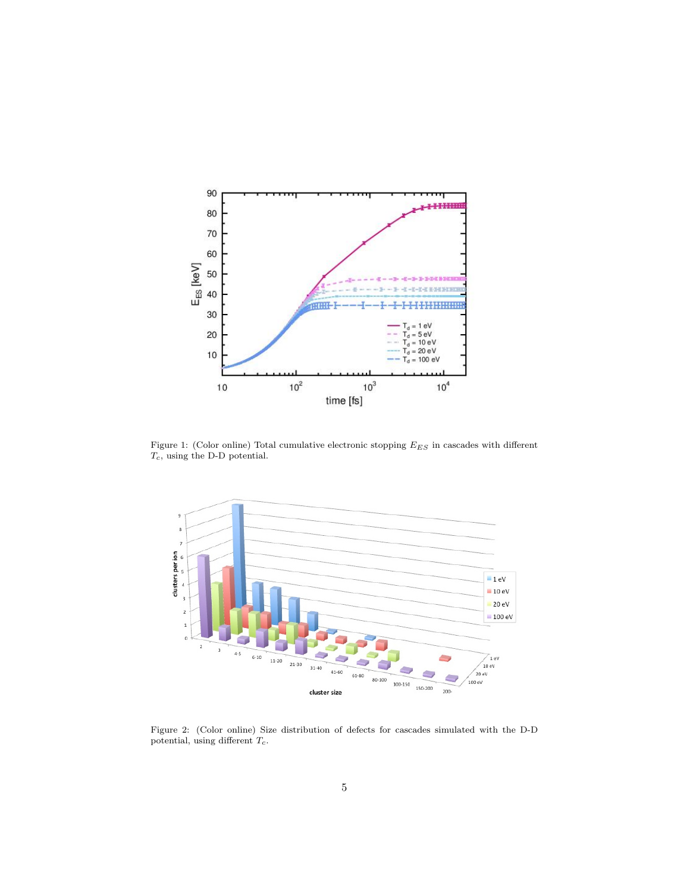90
80
70
60
50
40
30
20
10

$E_{ES}$ [keV]

10
$10^2$
$10^3$
$10^4$

time [fs]

$T_d$ = 1 eV
$T_d$ = 5 eV
$T_d$ = 10 eV
$T_d$ = 20 eV
$T_d$ = 100 eV

Figure 1: (Color online) Total cumulative electronic stopping $E_{ES}$ in cascades with different $T_c$, using the D-D potential.

clusters per ion

0
1
2
3
4
5
6
7
8
9

cluster size

2
3
4-5
6-10
11-20
21-30
31-40
41-60
61-80
80-100
100-150
150-200
200-

1 eV
10 eV
20 eV
100 eV

Figure 2: (Color online) Size distribution of defects for cascades simulated with the D-D potential, using different $T_c$.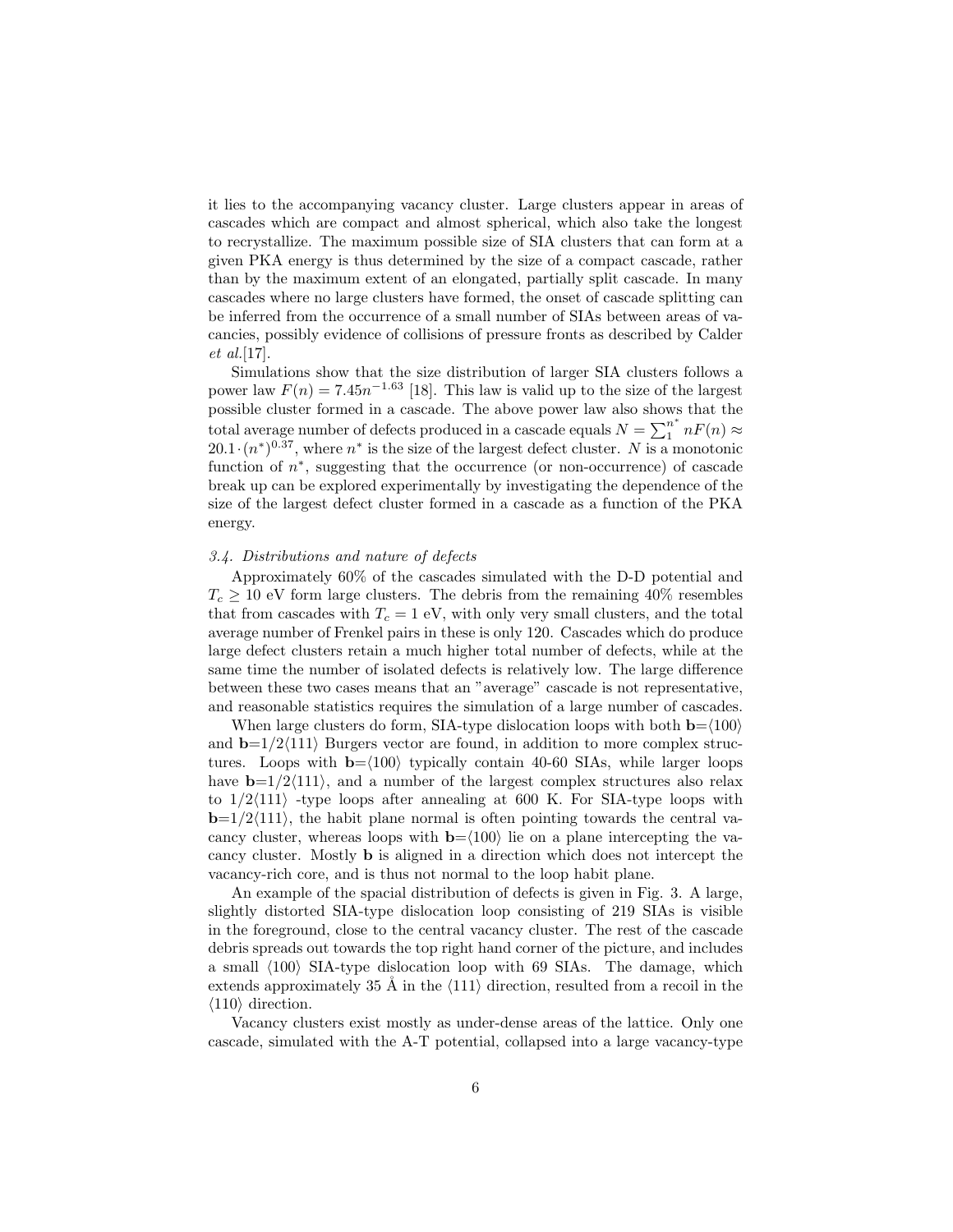it lies to the accompanying vacancy cluster. Large clusters appear in areas of cascades which are compact and almost spherical, which also take the longest to recrystallize. The maximum possible size of SIA clusters that can form at a given PKA energy is thus determined by the size of a compact cascade, rather than by the maximum extent of an elongated, partially split cascade. In many cascades where no large clusters have formed, the onset of cascade splitting can be inferred from the occurrence of a small number of SIAs between areas of vacancies, possibly evidence of collisions of pressure fronts as described by Calder *et al.*[17].

Simulations show that the size distribution of larger SIA clusters follows a power law $F(n) = 7.45n^{-1.63}$ [18]. This law is valid up to the size of the largest possible cluster formed in a cascade. The above power law also shows that the total average number of defects produced in a cascade equals $N = \sum_1^{n^*} nF(n) \approx 20.1 \cdot (n^*)^{0.37}$, where $n^*$ is the size of the largest defect cluster. $N$ is a monotonic function of $n^*$, suggesting that the occurrence (or non-occurrence) of cascade break up can be explored experimentally by investigating the dependence of the size of the largest defect cluster formed in a cascade as a function of the PKA energy.

### *3.4. Distributions and nature of defects*

Approximately 60% of the cascades simulated with the D-D potential and $T_c \geq 10$ eV form large clusters. The debris from the remaining 40% resembles that from cascades with $T_c = 1$ eV, with only very small clusters, and the total average number of Frenkel pairs in these is only 120. Cascades which do produce large defect clusters retain a much higher total number of defects, while at the same time the number of isolated defects is relatively low. The large difference between these two cases means that an "average" cascade is not representative, and reasonable statistics requires the simulation of a large number of cascades.

When large clusters do form, SIA-type dislocation loops with both $\mathbf{b}=\langle 100 \rangle$ and $\mathbf{b}=1/2\langle 111 \rangle$ Burgers vector are found, in addition to more complex structures. Loops with $\mathbf{b}=\langle 100 \rangle$ typically contain 40-60 SIAs, while larger loops have $\mathbf{b}=1/2\langle 111 \rangle$, and a number of the largest complex structures also relax to $1/2\langle 111 \rangle$ -type loops after annealing at 600 K. For SIA-type loops with $\mathbf{b}=1/2\langle 111 \rangle$, the habit plane normal is often pointing towards the central vacancy cluster, whereas loops with $\mathbf{b}=\langle 100 \rangle$ lie on a plane intercepting the vacancy cluster. Mostly $\mathbf{b}$ is aligned in a direction which does not intercept the vacancy-rich core, and is thus not normal to the loop habit plane.

An example of the spacial distribution of defects is given in Fig. 3. A large, slightly distorted SIA-type dislocation loop consisting of 219 SIAs is visible in the foreground, close to the central vacancy cluster. The rest of the cascade debris spreads out towards the top right hand corner of the picture, and includes a small $\langle 100 \rangle$ SIA-type dislocation loop with 69 SIAs. The damage, which extends approximately 35 Å in the $\langle 111 \rangle$ direction, resulted from a recoil in the $\langle 110 \rangle$ direction.

Vacancy clusters exist mostly as under-dense areas of the lattice. Only one cascade, simulated with the A-T potential, collapsed into a large vacancy-type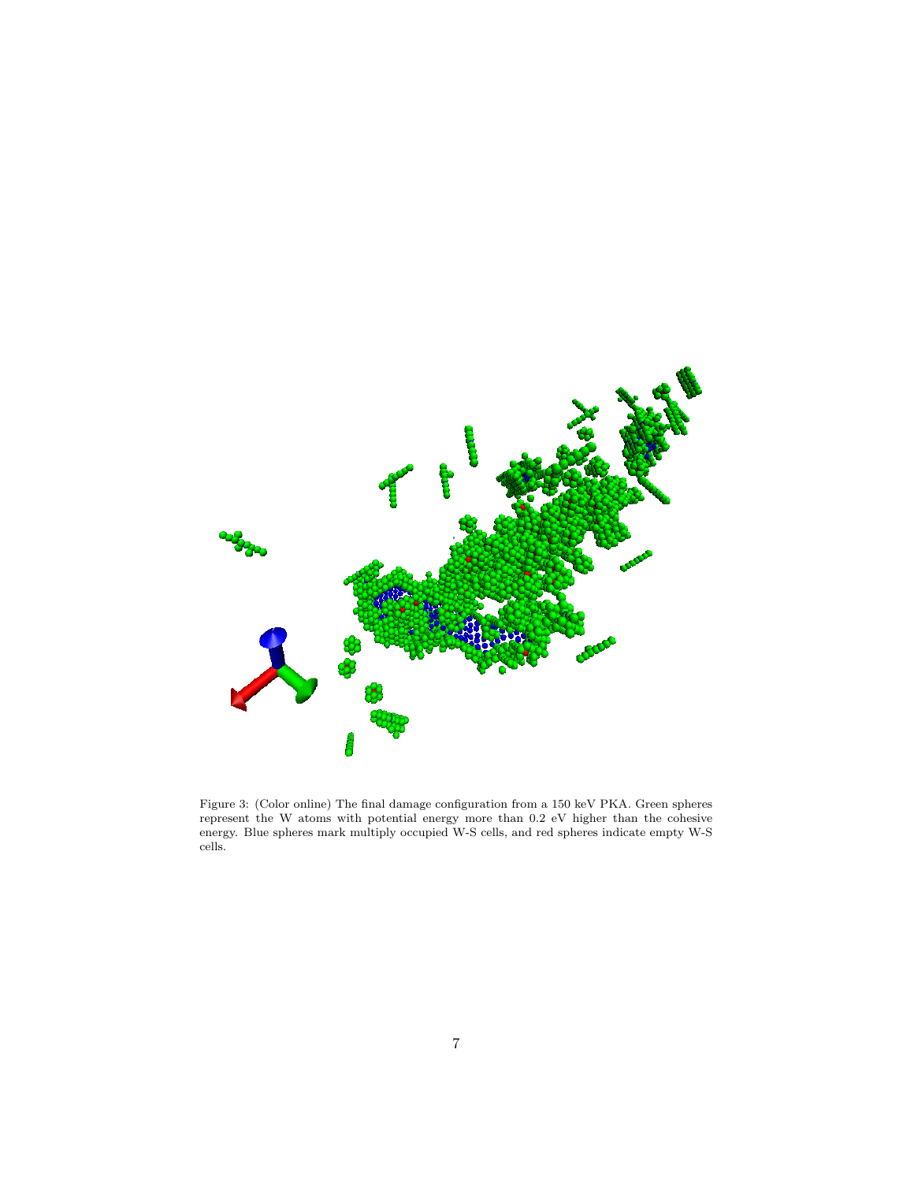Figure 3: (Color online) The final damage configuration from a 150 keV PKA. Green spheres represent the W atoms with potential energy more than 0.2 eV higher than the cohesive energy. Blue spheres mark multiply occupied W-S cells, and red spheres indicate empty W-S cells.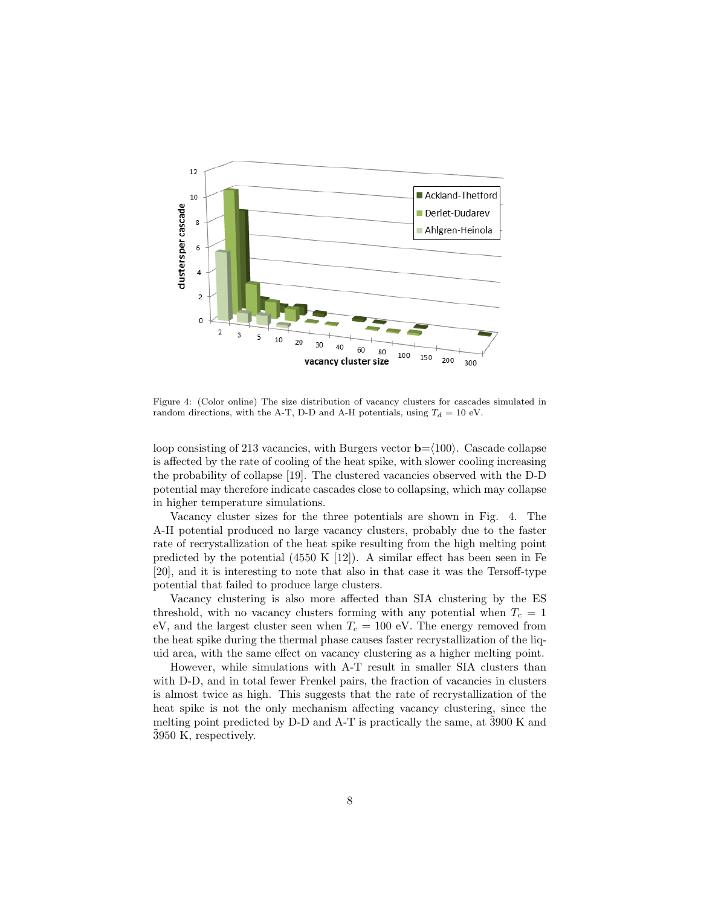Figure 4: (Color online) The size distribution of vacancy clusters for cascades simulated in random directions, with the A-T, D-D and A-H potentials, using $T_d = 10$ eV.

loop consisting of 213 vacancies, with Burgers vector $\mathbf{b}=\langle 100 \rangle$. Cascade collapse is affected by the rate of cooling of the heat spike, with slower cooling increasing the probability of collapse [19]. The clustered vacancies observed with the D-D potential may therefore indicate cascades close to collapsing, which may collapse in higher temperature simulations.

Vacancy cluster sizes for the three potentials are shown in Fig. 4. The A-H potential produced no large vacancy clusters, probably due to the faster rate of recrystallization of the heat spike resulting from the high melting point predicted by the potential (4550 K [12]). A similar effect has been seen in Fe [20], and it is interesting to note that also in that case it was the Tersoff-type potential that failed to produce large clusters.

Vacancy clustering is also more affected than SIA clustering by the ES threshold, with no vacancy clusters forming with any potential when $T_c = 1$ eV, and the largest cluster seen when $T_c = 100$ eV. The energy removed from the heat spike during the thermal phase causes faster recrystallization of the liquid area, with the same effect on vacancy clustering as a higher melting point.

However, while simulations with A-T result in smaller SIA clusters than with D-D, and in total fewer Frenkel pairs, the fraction of vacancies in clusters is almost twice as high. This suggests that the rate of recrystallization of the heat spike is not the only mechanism affecting vacancy clustering, since the melting point predicted by D-D and A-T is practically the same, at $\tilde{3}900$ K and $\tilde{3}950$ K, respectively.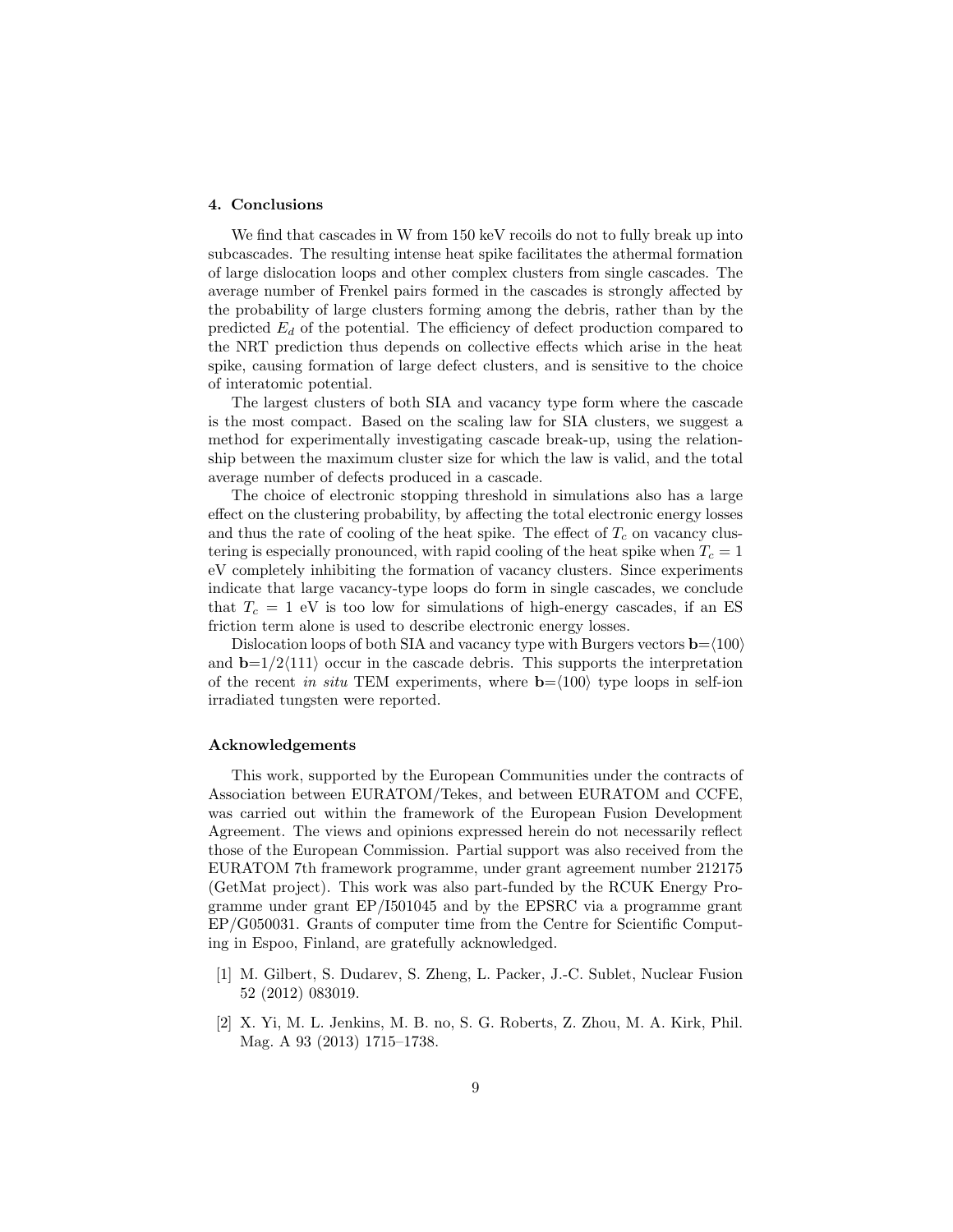## 4. Conclusions

We find that cascades in W from 150 keV recoils do not to fully break up into subcascades. The resulting intense heat spike facilitates the athermal formation of large dislocation loops and other complex clusters from single cascades. The average number of Frenkel pairs formed in the cascades is strongly affected by the probability of large clusters forming among the debris, rather than by the predicted $E_d$ of the potential. The efficiency of defect production compared to the NRT prediction thus depends on collective effects which arise in the heat spike, causing formation of large defect clusters, and is sensitive to the choice of interatomic potential.

The largest clusters of both SIA and vacancy type form where the cascade is the most compact. Based on the scaling law for SIA clusters, we suggest a method for experimentally investigating cascade break-up, using the relationship between the maximum cluster size for which the law is valid, and the total average number of defects produced in a cascade.

The choice of electronic stopping threshold in simulations also has a large effect on the clustering probability, by affecting the total electronic energy losses and thus the rate of cooling of the heat spike. The effect of $T_c$ on vacancy clustering is especially pronounced, with rapid cooling of the heat spike when $T_c = 1$ eV completely inhibiting the formation of vacancy clusters. Since experiments indicate that large vacancy-type loops do form in single cascades, we conclude that $T_c = 1$ eV is too low for simulations of high-energy cascades, if an ES friction term alone is used to describe electronic energy losses.

Dislocation loops of both SIA and vacancy type with Burgers vectors $\mathbf{b}=\langle 100\rangle$ and $\mathbf{b}=1/2\langle 111\rangle$ occur in the cascade debris. This supports the interpretation of the recent *in situ* TEM experiments, where $\mathbf{b}=\langle 100\rangle$ type loops in self-ion irradiated tungsten were reported.

### Acknowledgements

This work, supported by the European Communities under the contracts of Association between EURATOM/Tekes, and between EURATOM and CCFE, was carried out within the framework of the European Fusion Development Agreement. The views and opinions expressed herein do not necessarily reflect those of the European Commission. Partial support was also received from the EURATOM 7th framework programme, under grant agreement number 212175 (GetMat project). This work was also part-funded by the RCUK Energy Programme under grant EP/I501045 and by the EPSRC via a programme grant EP/G050031. Grants of computer time from the Centre for Scientific Computing in Espoo, Finland, are gratefully acknowledged.

[1] M. Gilbert, S. Dudarev, S. Zheng, L. Packer, J.-C. Sublet, Nuclear Fusion 52 (2012) 083019.

[2] X. Yi, M. L. Jenkins, M. B. no, S. G. Roberts, Z. Zhou, M. A. Kirk, Phil. Mag. A 93 (2013) 1715–1738.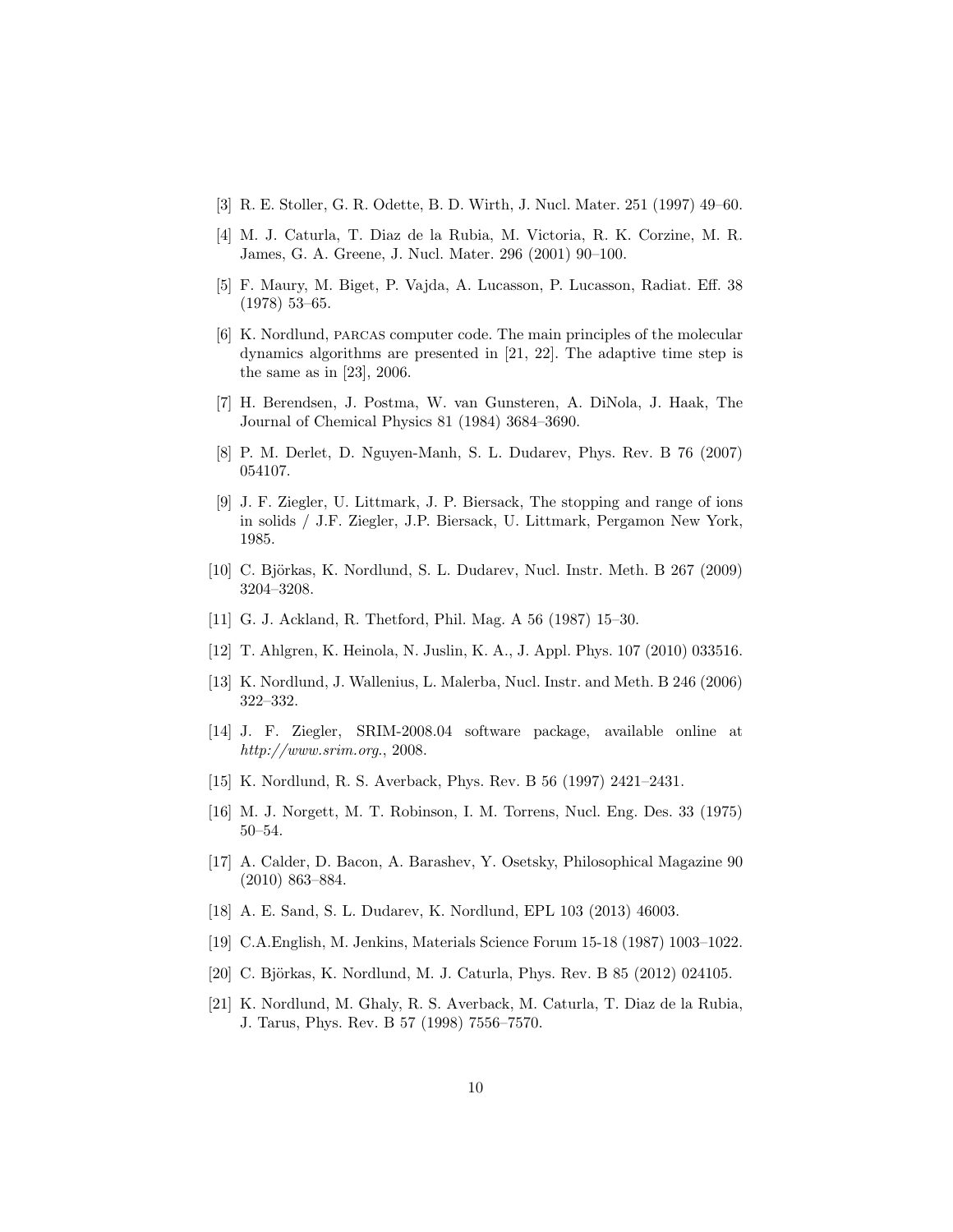[3] R. E. Stoller, G. R. Odette, B. D. Wirth, J. Nucl. Mater. 251 (1997) 49–60.

[4] M. J. Caturla, T. Diaz de la Rubia, M. Victoria, R. K. Corzine, M. R. James, G. A. Greene, J. Nucl. Mater. 296 (2001) 90–100.

[5] F. Maury, M. Biget, P. Vajda, A. Lucasson, P. Lucasson, Radiat. Eff. 38 (1978) 53–65.

[6] K. Nordlund, PARCAS computer code. The main principles of the molecular dynamics algorithms are presented in [21, 22]. The adaptive time step is the same as in [23], 2006.

[7] H. Berendsen, J. Postma, W. van Gunsteren, A. DiNola, J. Haak, The Journal of Chemical Physics 81 (1984) 3684–3690.

[8] P. M. Derlet, D. Nguyen-Manh, S. L. Dudarev, Phys. Rev. B 76 (2007) 054107.

[9] J. F. Ziegler, U. Littmark, J. P. Biersack, The stopping and range of ions in solids / J.F. Ziegler, J.P. Biersack, U. Littmark, Pergamon New York, 1985.

[10] C. Björkas, K. Nordlund, S. L. Dudarev, Nucl. Instr. Meth. B 267 (2009) 3204–3208.

[11] G. J. Ackland, R. Thetford, Phil. Mag. A 56 (1987) 15–30.

[12] T. Ahlgren, K. Heinola, N. Juslin, K. A., J. Appl. Phys. 107 (2010) 033516.

[13] K. Nordlund, J. Wallenius, L. Malerba, Nucl. Instr. and Meth. B 246 (2006) 322–332.

[14] J. F. Ziegler, SRIM-2008.04 software package, available online at *http://www.srim.org.*, 2008.

[15] K. Nordlund, R. S. Averback, Phys. Rev. B 56 (1997) 2421–2431.

[16] M. J. Norgett, M. T. Robinson, I. M. Torrens, Nucl. Eng. Des. 33 (1975) 50–54.

[17] A. Calder, D. Bacon, A. Barashev, Y. Osetsky, Philosophical Magazine 90 (2010) 863–884.

[18] A. E. Sand, S. L. Dudarev, K. Nordlund, EPL 103 (2013) 46003.

[19] C.A.English, M. Jenkins, Materials Science Forum 15-18 (1987) 1003–1022.

[20] C. Björkas, K. Nordlund, M. J. Caturla, Phys. Rev. B 85 (2012) 024105.

[21] K. Nordlund, M. Ghaly, R. S. Averback, M. Caturla, T. Diaz de la Rubia, J. Tarus, Phys. Rev. B 57 (1998) 7556–7570.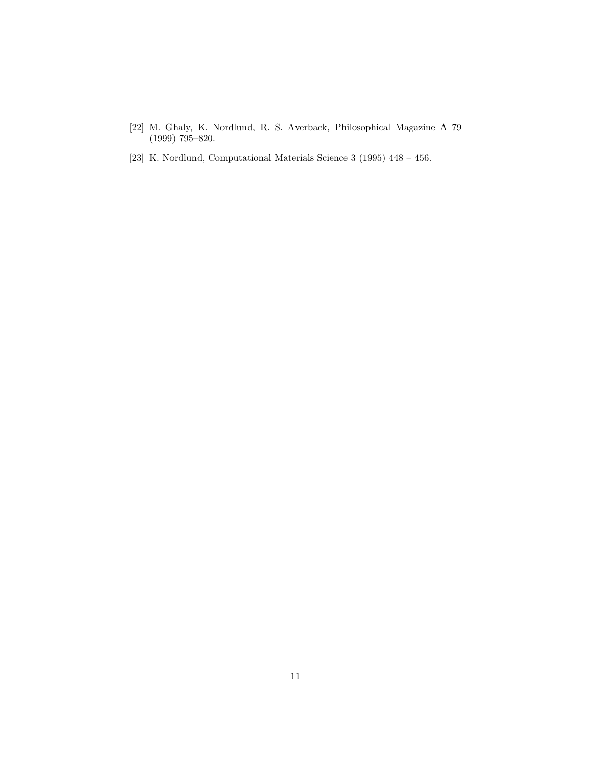[22] M. Ghaly, K. Nordlund, R. S. Averback, Philosophical Magazine A 79 (1999) 795–820.

[23] K. Nordlund, Computational Materials Science 3 (1995) 448 – 456.